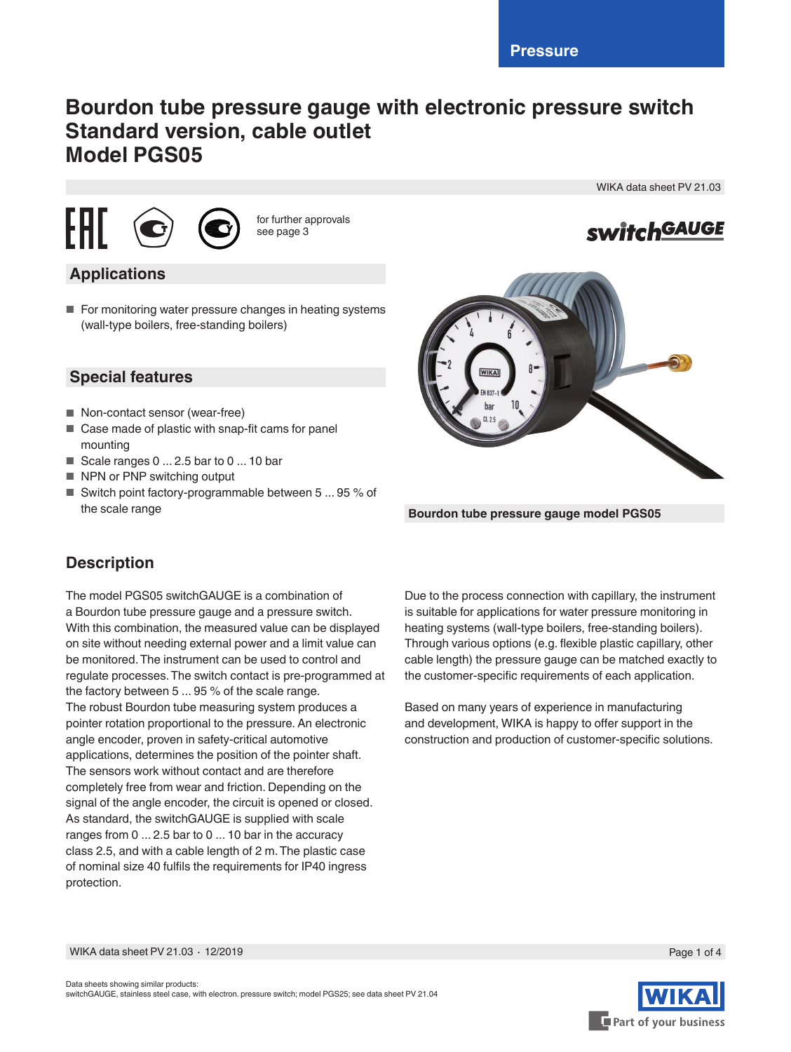# Bourdon tube pressure gauge with electronic pressure switch
# Standard version, cable outlet
# Model PGS05

WIKA data sheet PV 21.03

for further approvals see page 3

## Applications

- For monitoring water pressure changes in heating systems (wall-type boilers, free-standing boilers)

## Special features

- Non-contact sensor (wear-free)
- Case made of plastic with snap-fit cams for panel mounting
- Scale ranges 0 ... 2.5 bar to 0 ... 10 bar
- NPN or PNP switching output
- Switch point factory-programmable between 5 ... 95 % of the scale range

Bourdon tube pressure gauge model PGS05

## Description

The model PGS05 switchGAUGE is a combination of a Bourdon tube pressure gauge and a pressure switch. With this combination, the measured value can be displayed on site without needing external power and a limit value can be monitored. The instrument can be used to control and regulate processes. The switch contact is pre-programmed at the factory between 5 ... 95 % of the scale range.
The robust Bourdon tube measuring system produces a pointer rotation proportional to the pressure. An electronic angle encoder, proven in safety-critical automotive applications, determines the position of the pointer shaft. The sensors work without contact and are therefore completely free from wear and friction. Depending on the signal of the angle encoder, the circuit is opened or closed. As standard, the switchGAUGE is supplied with scale ranges from 0 ... 2.5 bar to 0 ... 10 bar in the accuracy class 2.5, and with a cable length of 2 m. The plastic case of nominal size 40 fulfils the requirements for IP40 ingress protection.

Due to the process connection with capillary, the instrument is suitable for applications for water pressure monitoring in heating systems (wall-type boilers, free-standing boilers). Through various options (e.g. flexible plastic capillary, other cable length) the pressure gauge can be matched exactly to the customer-specific requirements of each application.

Based on many years of experience in manufacturing and development, WIKA is happy to offer support in the construction and production of customer-specific solutions.

Data sheets showing similar products:
switchGAUGE, stainless steel case, with electron. pressure switch; model PGS25; see data sheet PV 21.04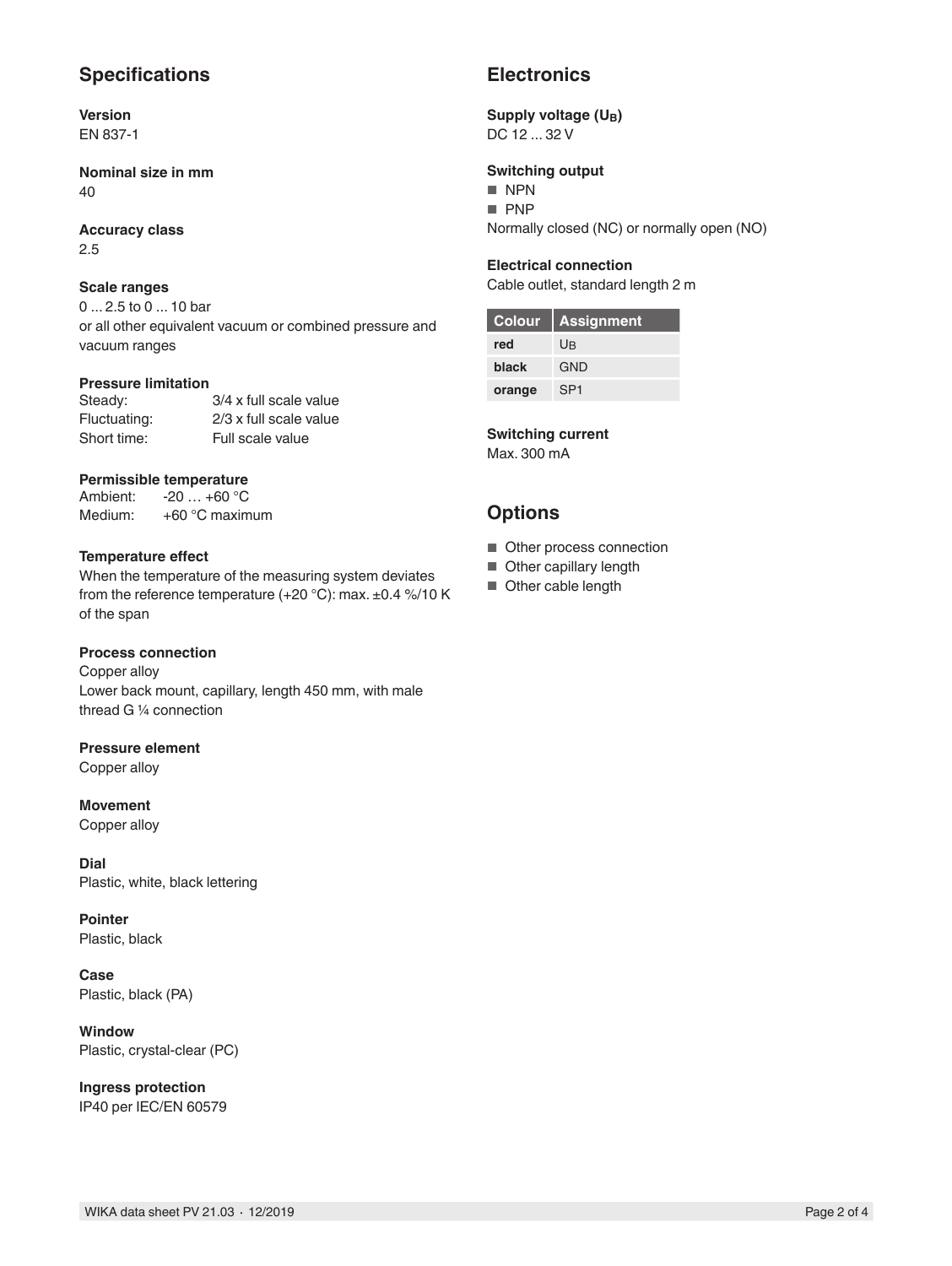## Specifications

**Version**
EN 837-1

**Nominal size in mm**
40

**Accuracy class**
2.5

**Scale ranges**
0 ... 2.5 to 0 ... 10 bar
or all other equivalent vacuum or combined pressure and vacuum ranges

**Pressure limitation**

| | |
|---|---|
| Steady: | 3/4 x full scale value |
| Fluctuating: | 2/3 x full scale value |
| Short time: | Full scale value |

**Permissible temperature**

| | |
|---|---|
| Ambient: | -20 … +60 °C |
| Medium: | +60 °C maximum |

**Temperature effect**
When the temperature of the measuring system deviates from the reference temperature (+20 °C): max. ±0.4 %/10 K of the span

**Process connection**
Copper alloy
Lower back mount, capillary, length 450 mm, with male thread G ¼ connection

**Pressure element**
Copper alloy

**Movement**
Copper alloy

**Dial**
Plastic, white, black lettering

**Pointer**
Plastic, black

**Case**
Plastic, black (PA)

**Window**
Plastic, crystal-clear (PC)

**Ingress protection**
IP40 per IEC/EN 60579

## Electronics

**Supply voltage ($U_B$)**
DC 12 ... 32 V

**Switching output**
- NPN
- PNP

Normally closed (NC) or normally open (NO)

**Electrical connection**
Cable outlet, standard length 2 m

| Colour | Assignment |
|---|---|
| **red** | $U_B$ |
| **black** | GND |
| **orange** | SP1 |

**Switching current**
Max. 300 mA

## Options

- Other process connection
- Other capillary length
- Other cable length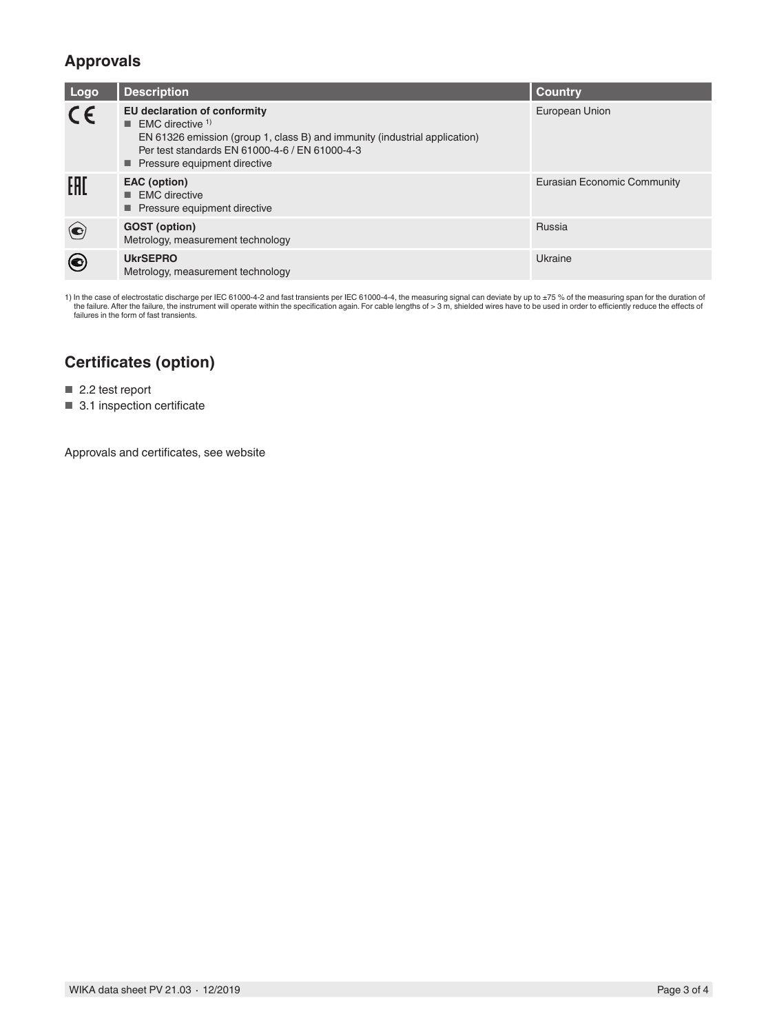## Approvals

| Logo | Description | Country |
|---|---|---|
| CE | **EU declaration of conformity**<br>■ EMC directive [1]<br>EN 61326 emission (group 1, class B) and immunity (industrial application)<br>Per test standards EN 61000-4-6 / EN 61000-4-3<br>■ Pressure equipment directive | European Union |
| EAC | **EAC (option)**<br>■ EMC directive<br>■ Pressure equipment directive | Eurasian Economic Community |
| | **GOST (option)**<br>Metrology, measurement technology | Russia |
| | **UkrSEPRO**<br>Metrology, measurement technology | Ukraine |

1) In the case of electrostatic discharge per IEC 61000-4-2 and fast transients per IEC 61000-4-4, the measuring signal can deviate by up to ±75 % of the measuring span for the duration of the failure. After the failure, the instrument will operate within the specification again. For cable lengths of > 3 m, shielded wires have to be used in order to efficiently reduce the effects of failures in the form of fast transients.

## Certificates (option)

- 2.2 test report
- 3.1 inspection certificate

Approvals and certificates, see website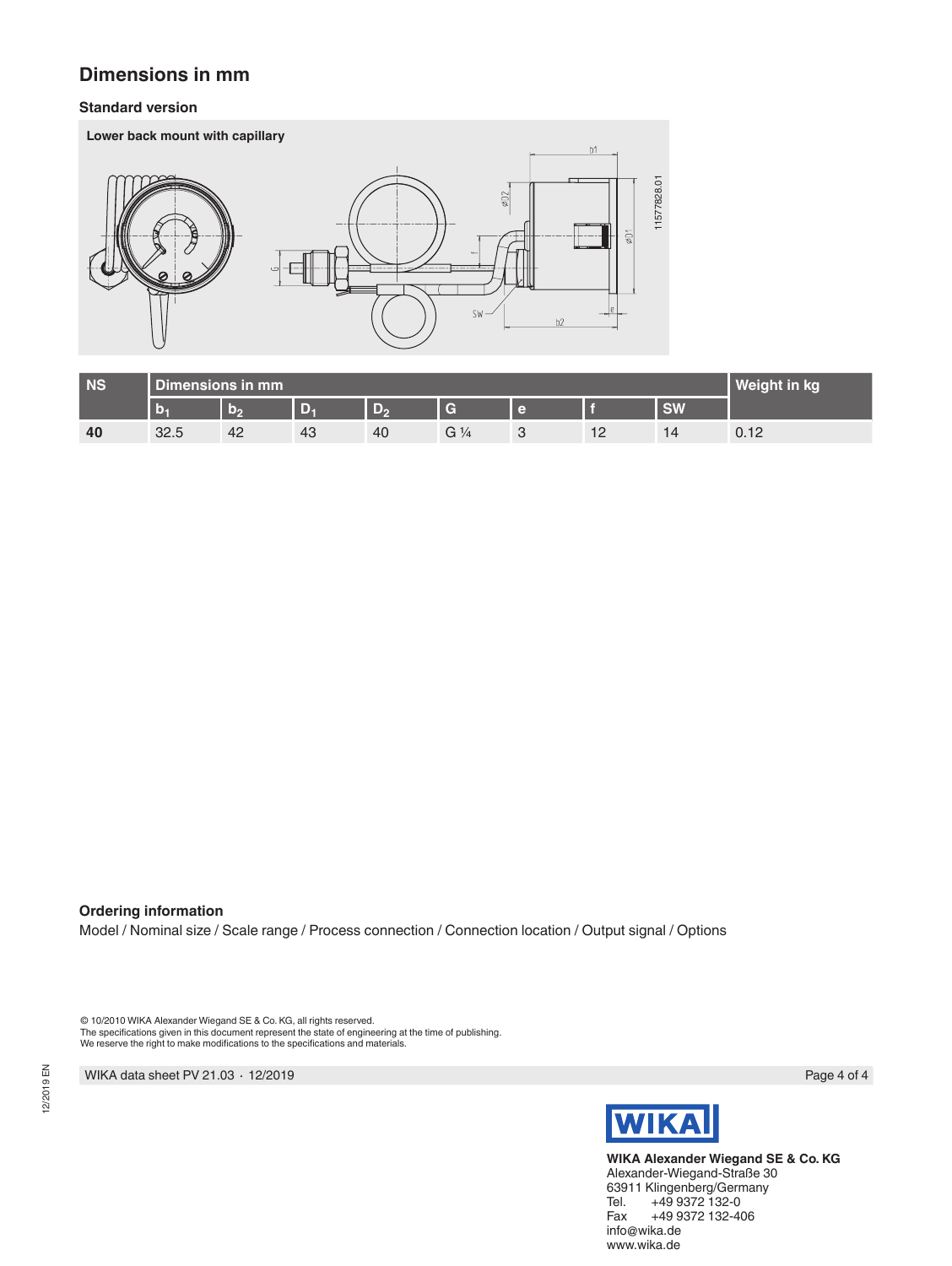## Dimensions in mm

### Standard version

**Lower back mount with capillary**

b1

⌀D2

⌀D1

1157828.01

G

f

SW

e

b2

| NS | Dimensions in mm | | | | | | | | Weight in kg |
|---|---|---|---|---|---|---|---|---|---|
| | $b_1$ | $b_2$ | $D_1$ | $D_2$ | G | e | f | SW | |
| **40** | 32.5 | 42 | 43 | 40 | G ¼ | 3 | 12 | 14 | 0.12 |

**Ordering information**

Model / Nominal size / Scale range / Process connection / Connection location / Output signal / Options

© 10/2010 WIKA Alexander Wiegand SE & Co. KG, all rights reserved.
The specifications given in this document represent the state of engineering at the time of publishing.
We reserve the right to make modifications to the specifications and materials.

WIKA data sheet PV 21.03 · 12/2019

**WIKA Alexander Wiegand SE & Co. KG**
Alexander-Wiegand-Straße 30
63911 Klingenberg/Germany
Tel. +49 9372 132-0
Fax +49 9372 132-406
info@wika.de
www.wika.de